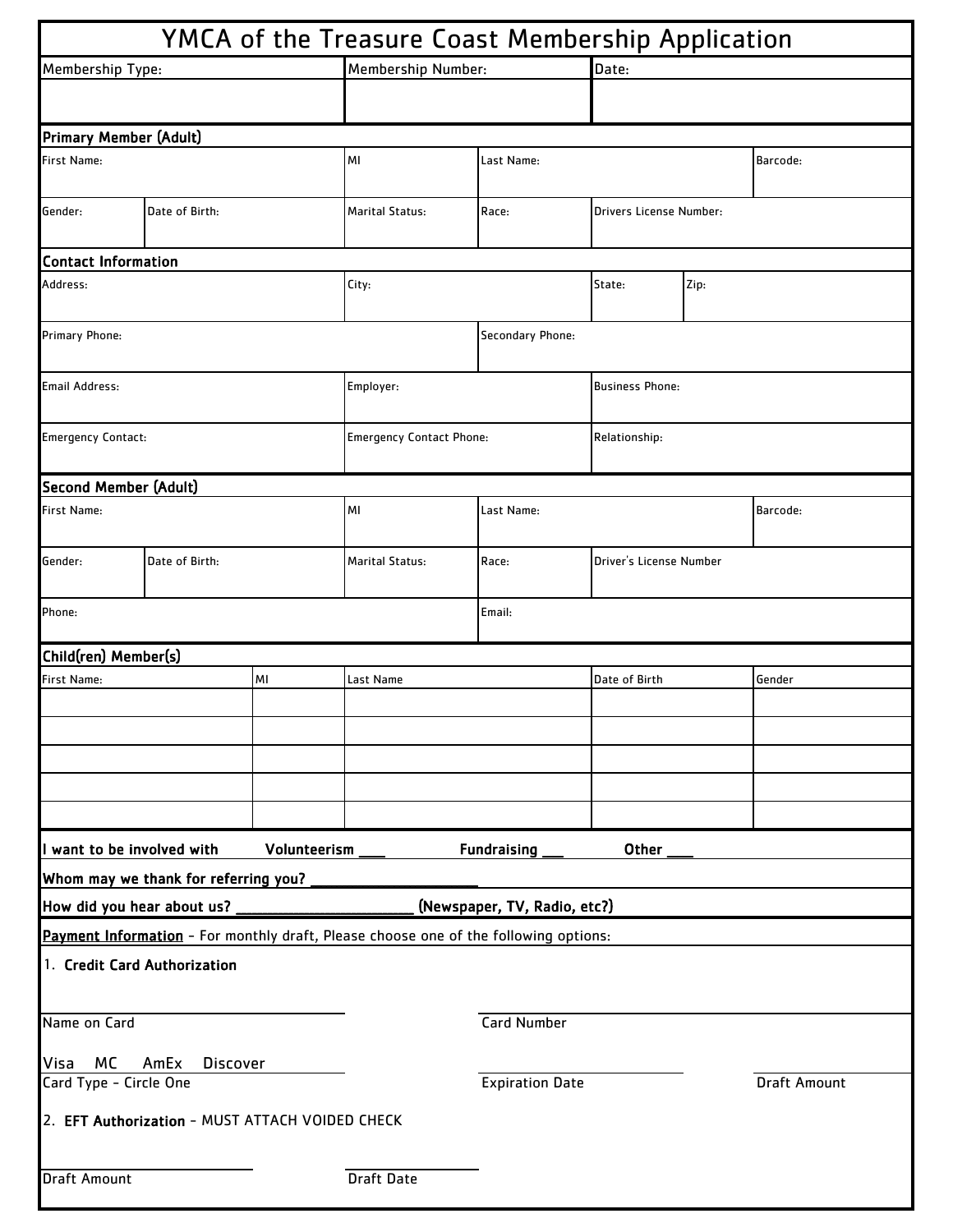# YMCA of the Treasure Coast Membership Application

| Membership Type: | Membership Number: | Date: |
|---|---|---|
| | | |

## Primary Member (Adult)

| First Name: | MI | Last Name: | Barcode: |
|---|---|---|---|
| | | | |

| Gender: | Date of Birth: | Marital Status: | Race: | Drivers License Number: |
|---|---|---|---|---|
| | | | | |

## Contact Information

| Address: | City: | State: | Zip: |
|---|---|---|---|
| | | | |

| Primary Phone: | Secondary Phone: |
|---|---|
| | |

| Email Address: | Employer: | Business Phone: |
|---|---|---|
| | | |

| Emergency Contact: | Emergency Contact Phone: | Relationship: |
|---|---|---|
| | | |

## Second Member (Adult)

| First Name: | MI | Last Name: | Barcode: |
|---|---|---|---|
| | | | |

| Gender: | Date of Birth: | Marital Status: | Race: | Driver's License Number |
|---|---|---|---|---|
| | | | | |

| Phone: | Email: |
|---|---|
| | |

## Child(ren) Member(s)

| First Name: | MI | Last Name | Date of Birth | Gender |
|---|---|---|---|---|
| | | | | |
| | | | | |
| | | | | |
| | | | | |
| | | | | |

**I want to be involved with Volunteerism ___ Fundraising ___ Other ___**

**Whom may we thank for referring you? ____________________**

**How did you hear about us? ______________________ (Newspaper, TV, Radio, etc?)**

**Payment Information** - For monthly draft, Please choose one of the following options:

1. **Credit Card Authorization**

______________________ Name on Card

______________________ Card Number

Visa MC AmEx Discover
Card Type - Circle One

______________________ Expiration Date

______________________ Draft Amount

2. **EFT Authorization** - MUST ATTACH VOIDED CHECK

______________________ Draft Amount

______________________ Draft Date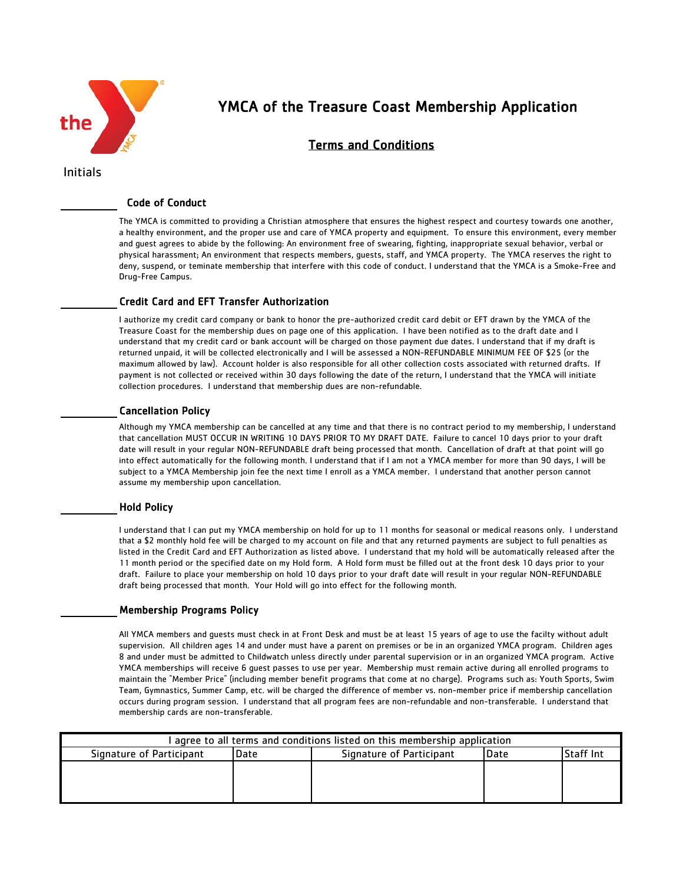# YMCA of the Treasure Coast Membership Application

## Terms and Conditions

Initials

### \_\_\_\_\_\_\_\_\_\_ Code of Conduct

The YMCA is committed to providing a Christian atmosphere that ensures the highest respect and courtesy towards one another, a healthy environment, and the proper use and care of YMCA property and equipment. To ensure this environment, every member and guest agrees to abide by the following: An environment free of swearing, fighting, inappropriate sexual behavior, verbal or physical harassment; An environment that respects members, guests, staff, and YMCA property. The YMCA reserves the right to deny, suspend, or teminate membership that interfere with this code of conduct. I understand that the YMCA is a Smoke-Free and Drug-Free Campus.

### \_\_\_\_\_\_\_\_\_\_ Credit Card and EFT Transfer Authorization

I authorize my credit card company or bank to honor the pre-authorized credit card debit or EFT drawn by the YMCA of the Treasure Coast for the membership dues on page one of this application. I have been notified as to the draft date and I understand that my credit card or bank account will be charged on those payment due dates. I understand that if my draft is returned unpaid, it will be collected electronically and I will be assessed a NON-REFUNDABLE MINIMUM FEE OF $25 (or the maximum allowed by law). Account holder is also responsible for all other collection costs associated with returned drafts. If payment is not collected or received within 30 days following the date of the return, I understand that the YMCA will initiate collection procedures. I understand that membership dues are non-refundable.

### \_\_\_\_\_\_\_\_\_\_ Cancellation Policy

Although my YMCA membership can be cancelled at any time and that there is no contract period to my membership, I understand that cancellation MUST OCCUR IN WRITING 10 DAYS PRIOR TO MY DRAFT DATE. Failure to cancel 10 days prior to your draft date will result in your regular NON-REFUNDABLE draft being processed that month. Cancellation of draft at that point will go into effect automatically for the following month. I understand that if I am not a YMCA member for more than 90 days, I will be subject to a YMCA Membership join fee the next time I enroll as a YMCA member. I understand that another person cannot assume my membership upon cancellation.

### \_\_\_\_\_\_\_\_\_\_ Hold Policy

I understand that I can put my YMCA membership on hold for up to 11 months for seasonal or medical reasons only. I understand that a $2 monthly hold fee will be charged to my account on file and that any returned payments are subject to full penalties as listed in the Credit Card and EFT Authorization as listed above. I understand that my hold will be automatically released after the 11 month period or the specified date on my Hold form. A Hold form must be filled out at the front desk 10 days prior to your draft. Failure to place your membership on hold 10 days prior to your draft date will result in your regular NON-REFUNDABLE draft being processed that month. Your Hold will go into effect for the following month.

### \_\_\_\_\_\_\_\_\_\_ Membership Programs Policy

All YMCA members and guests must check in at Front Desk and must be at least 15 years of age to use the facilty without adult supervision. All children ages 14 and under must have a parent on premises or be in an organized YMCA program. Children ages 8 and under must be admitted to Childwatch unless directly under parental supervision or in an organized YMCA program. Active YMCA memberships will receive 6 guest passes to use per year. Membership must remain active during all enrolled programs to maintain the "Member Price" (including member benefit programs that come at no charge). Programs such as: Youth Sports, Swim Team, Gymnastics, Summer Camp, etc. will be charged the difference of member vs. non-member price if membership cancellation occurs during program session. I understand that all program fees are non-refundable and non-transferable. I understand that membership cards are non-transferable.

| I agree to all terms and conditions listed on this membership application | | | | |
|---|---|---|---|---|
| Signature of Participant | Date | Signature of Participant | Date | Staff Int |
| | | | | |